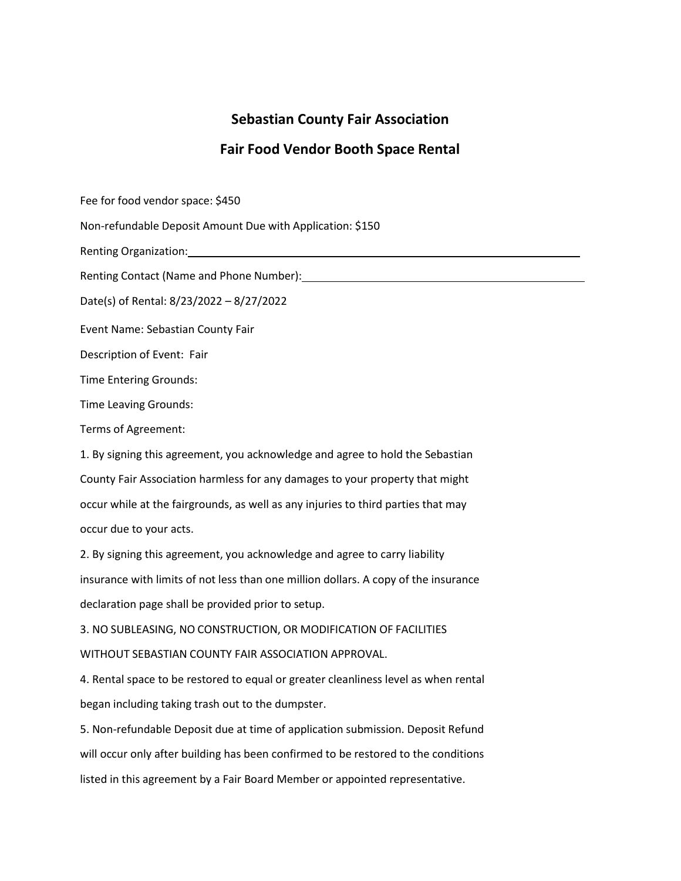# Sebastian County Fair Association

## Fair Food Vendor Booth Space Rental

Fee for food vendor space: $450

Non-refundable Deposit Amount Due with Application: $150

Renting Organization: ______________________________________________

Renting Contact (Name and Phone Number): ______________________________

Date(s) of Rental: 8/23/2022 – 8/27/2022

Event Name: Sebastian County Fair

Description of Event: Fair

Time Entering Grounds:

Time Leaving Grounds:

Terms of Agreement:

1. By signing this agreement, you acknowledge and agree to hold the Sebastian County Fair Association harmless for any damages to your property that might occur while at the fairgrounds, as well as any injuries to third parties that may occur due to your acts.
2. By signing this agreement, you acknowledge and agree to carry liability insurance with limits of not less than one million dollars. A copy of the insurance declaration page shall be provided prior to setup.
3. NO SUBLEASING, NO CONSTRUCTION, OR MODIFICATION OF FACILITIES WITHOUT SEBASTIAN COUNTY FAIR ASSOCIATION APPROVAL.
4. Rental space to be restored to equal or greater cleanliness level as when rental began including taking trash out to the dumpster.
5. Non-refundable Deposit due at time of application submission. Deposit Refund will occur only after building has been confirmed to be restored to the conditions listed in this agreement by a Fair Board Member or appointed representative.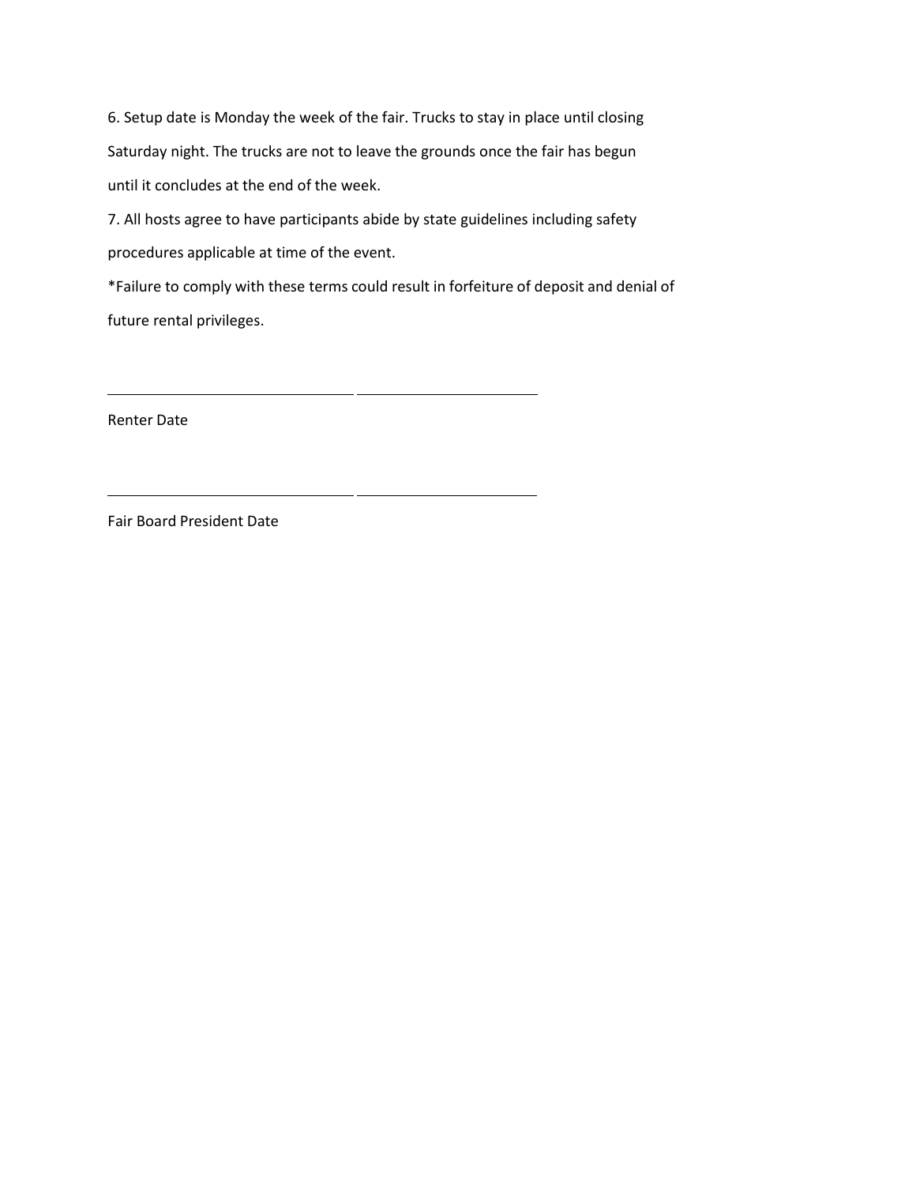6. Setup date is Monday the week of the fair. Trucks to stay in place until closing Saturday night. The trucks are not to leave the grounds once the fair has begun until it concludes at the end of the week.

7. All hosts agree to have participants abide by state guidelines including safety procedures applicable at time of the event.

*Failure to comply with these terms could result in forfeiture of deposit and denial of future rental privileges.

\_\_\_\_\_\_\_\_\_\_\_\_\_\_\_\_\_\_\_\_\_\_\_\_\_\_\_\_\_\_ \_\_\_\_\_\_\_\_\_\_\_\_\_\_\_\_\_\_\_\_\_\_

Renter Date

\_\_\_\_\_\_\_\_\_\_\_\_\_\_\_\_\_\_\_\_\_\_\_\_\_\_\_\_\_\_ \_\_\_\_\_\_\_\_\_\_\_\_\_\_\_\_\_\_\_\_\_\_

Fair Board President Date